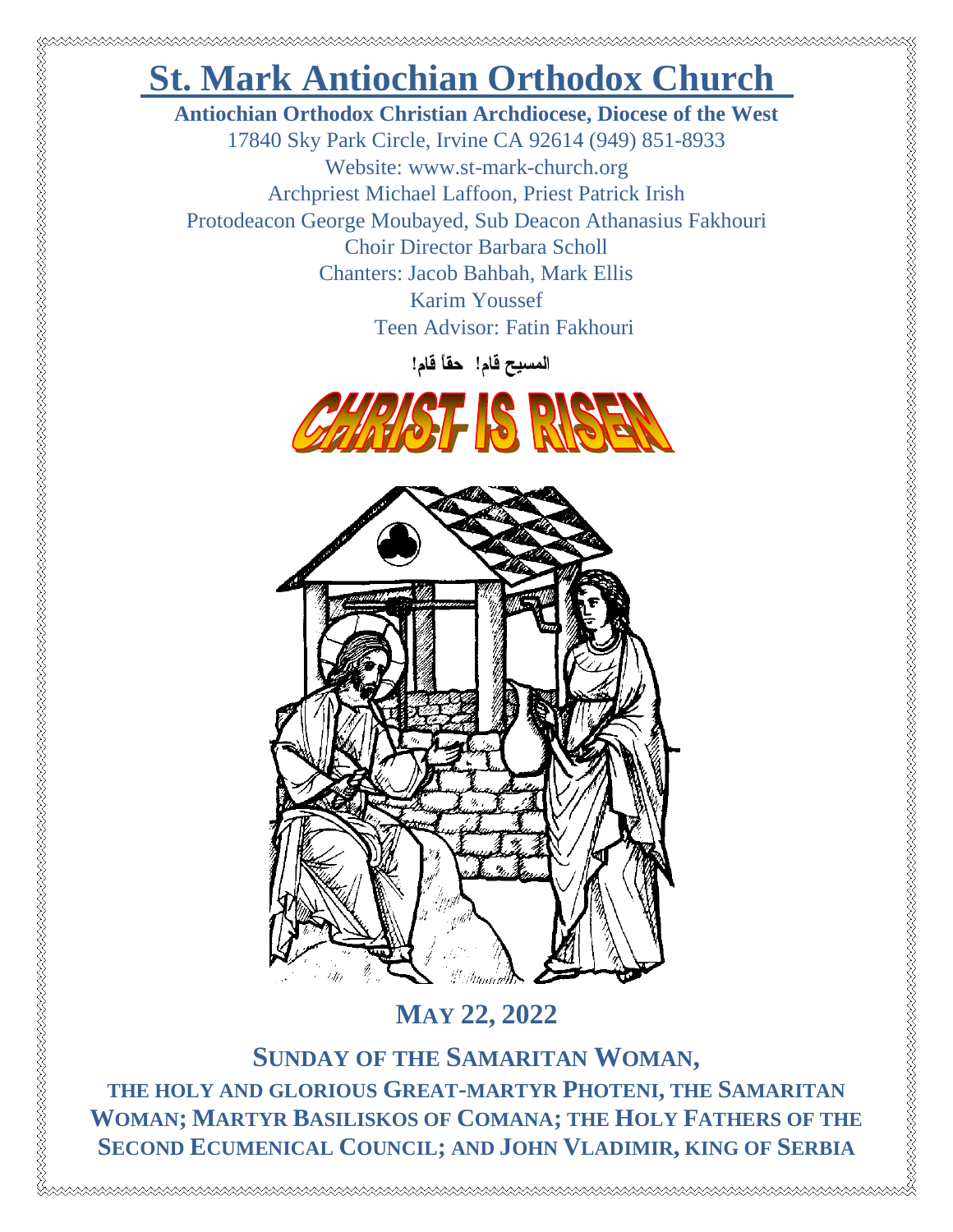# St. Martk Antiochian Orthodox Church

**Antiochian Orthodox Christian Archdiocese, Diocese of the West**

17840 Sky Park Circle, Irvine CA 92614 (949) 851-8933

Website: www.st-mark-church.org

Archpriest Michael Laffoon, Priest Patrick Irish

Protodeacon George Moubayed, Sub Deacon Athanasius Fakhouri

Choir Director Barbara Scholl

Chanters: Jacob Bahbah, Mark Ellis

Karim Youssef

Teen Advisor: Fatin Fakhouri

**المسيح قام! حقاً قام!**

**CHRIST IS RISEN**

## MAY 22, 2022

## SUNDAY OF THE SAMARITAN WOMAN,

**THE HOLY AND GLORIOUS GREAT-MARTYR PHOTENI, THE SAMARITAN WOMAN; MARTYR BASILISKOS OF COMANA; THE HOLY FATHERS OF THE SECOND ECUMENICAL COUNCIL; AND JOHN VLADIMIR, KING OF SERBIA**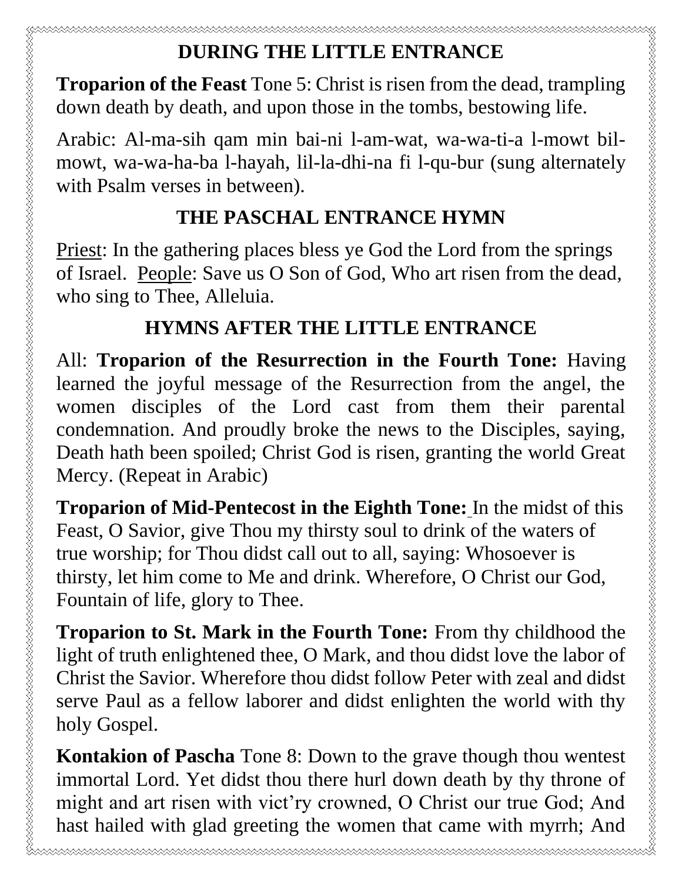## DURING THE LITTLE ENTRANCE

**Troparion of the Feast** Tone 5: Christ is risen from the dead, trampling down death by death, and upon those in the tombs, bestowing life.

Arabic: Al-ma-sih qam min bai-ni l-am-wat, wa-wa-ti-a l-mowt bil-mowt, wa-wa-ha-ba l-hayah, lil-la-dhi-na fi l-qu-bur (sung alternately with Psalm verses in between).

## THE PASCHAL ENTRANCE HYMN

Priest: In the gathering places bless ye God the Lord from the springs of Israel. People: Save us O Son of God, Who art risen from the dead, who sing to Thee, Alleluia.

## HYMNS AFTER THE LITTLE ENTRANCE

All: **Troparion of the Resurrection in the Fourth Tone:** Having learned the joyful message of the Resurrection from the angel, the women disciples of the Lord cast from them their parental condemnation. And proudly broke the news to the Disciples, saying, Death hath been spoiled; Christ God is risen, granting the world Great Mercy. (Repeat in Arabic)

**Troparion of Mid-Pentecost in the Eighth Tone:** In the midst of this Feast, O Savior, give Thou my thirsty soul to drink of the waters of true worship; for Thou didst call out to all, saying: Whosoever is thirsty, let him come to Me and drink. Wherefore, O Christ our God, Fountain of life, glory to Thee.

**Troparion to St. Mark in the Fourth Tone:** From thy childhood the light of truth enlightened thee, O Mark, and thou didst love the labor of Christ the Savior. Wherefore thou didst follow Peter with zeal and didst serve Paul as a fellow laborer and didst enlighten the world with thy holy Gospel.

**Kontakion of Pascha** Tone 8: Down to the grave though thou wentest immortal Lord. Yet didst thou there hurl down death by thy throne of might and art risen with vict'ry crowned, O Christ our true God; And hast hailed with glad greeting the women that came with myrrh; And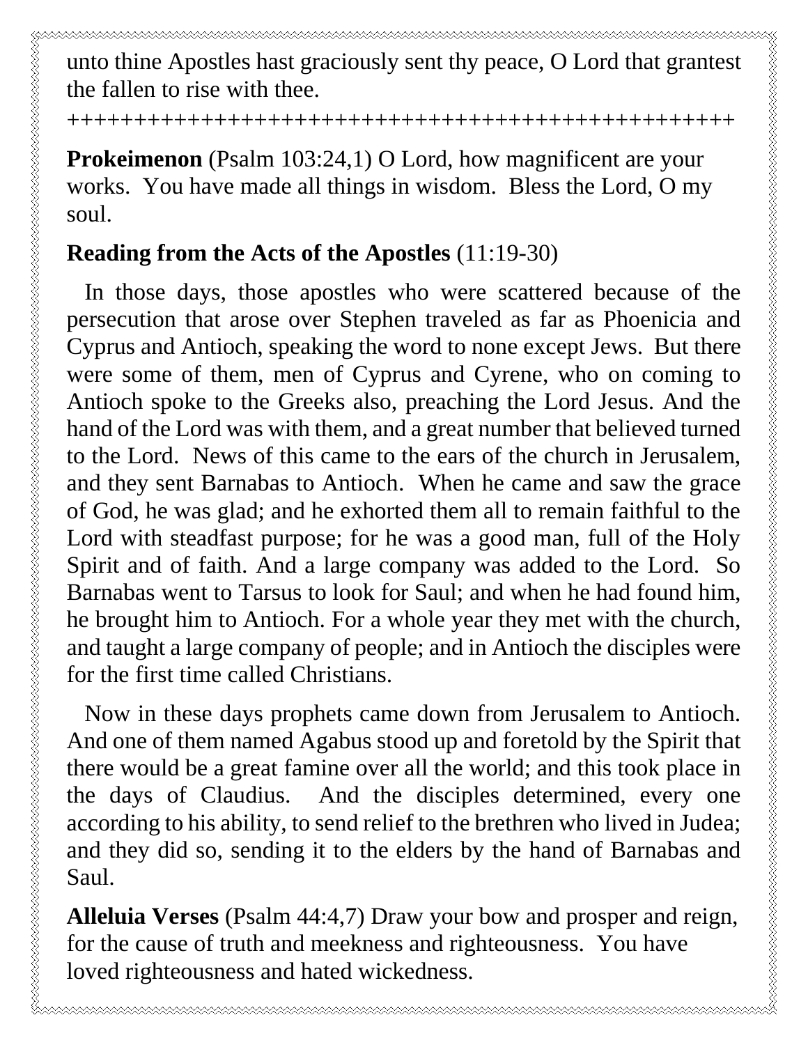unto thine Apostles hast graciously sent thy peace, O Lord that grantest the fallen to rise with thee.

++++++++++++++++++++++++++++++++++++++++++++++++++++

**Prokeimenon** (Psalm 103:24,1) O Lord, how magnificent are your works. You have made all things in wisdom. Bless the Lord, O my soul.

**Reading from the Acts of the Apostles** (11:19-30)

In those days, those apostles who were scattered because of the persecution that arose over Stephen traveled as far as Phoenicia and Cyprus and Antioch, speaking the word to none except Jews. But there were some of them, men of Cyprus and Cyrene, who on coming to Antioch spoke to the Greeks also, preaching the Lord Jesus. And the hand of the Lord was with them, and a great number that believed turned to the Lord. News of this came to the ears of the church in Jerusalem, and they sent Barnabas to Antioch. When he came and saw the grace of God, he was glad; and he exhorted them all to remain faithful to the Lord with steadfast purpose; for he was a good man, full of the Holy Spirit and of faith. And a large company was added to the Lord. So Barnabas went to Tarsus to look for Saul; and when he had found him, he brought him to Antioch. For a whole year they met with the church, and taught a large company of people; and in Antioch the disciples were for the first time called Christians.

Now in these days prophets came down from Jerusalem to Antioch. And one of them named Agabus stood up and foretold by the Spirit that there would be a great famine over all the world; and this took place in the days of Claudius. And the disciples determined, every one according to his ability, to send relief to the brethren who lived in Judea; and they did so, sending it to the elders by the hand of Barnabas and Saul.

**Alleluia Verses** (Psalm 44:4,7) Draw your bow and prosper and reign, for the cause of truth and meekness and righteousness. You have loved righteousness and hated wickedness.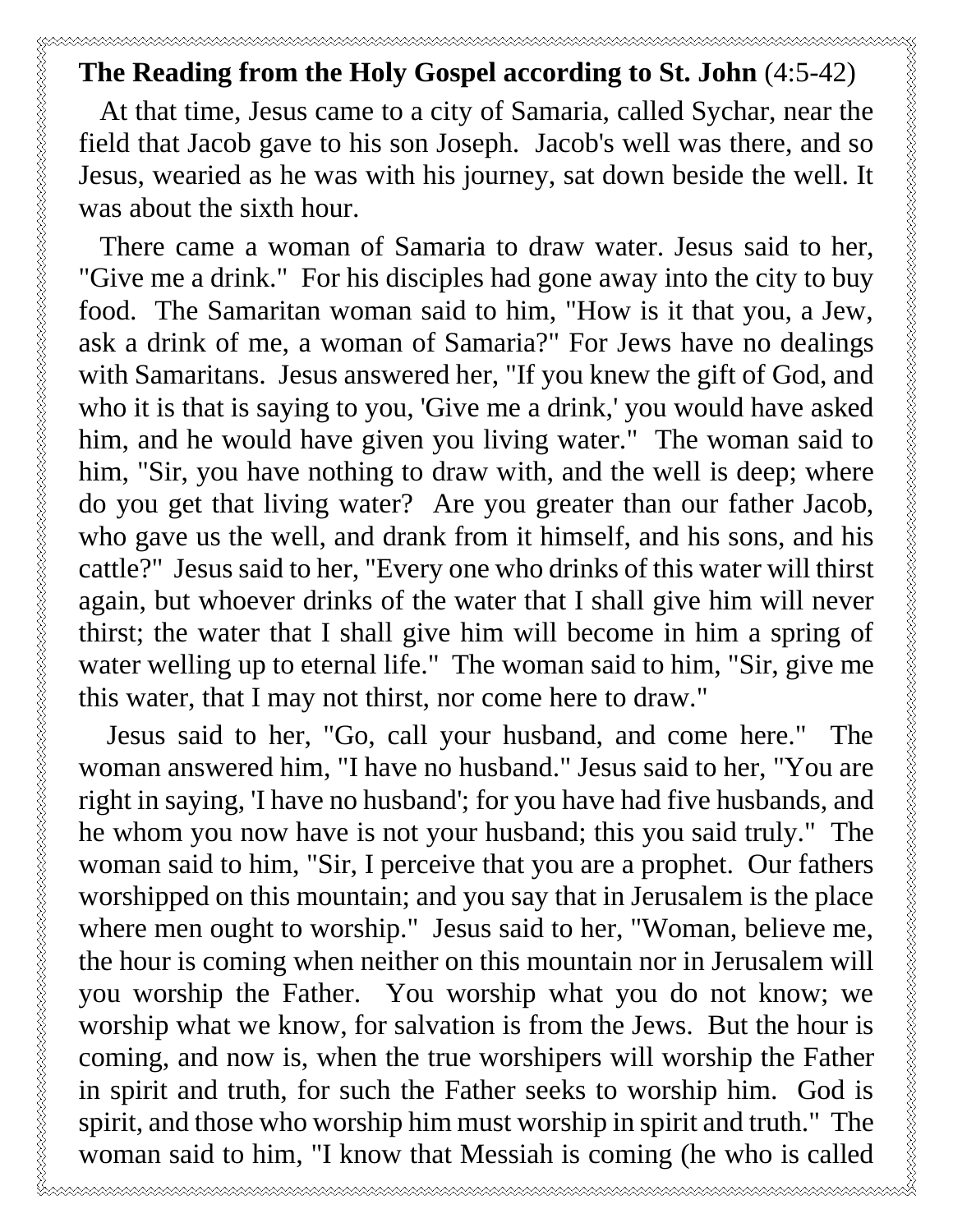**The Reading from the Holy Gospel according to St. John** (4:5-42)

At that time, Jesus came to a city of Samaria, called Sychar, near the field that Jacob gave to his son Joseph. Jacob's well was there, and so Jesus, wearied as he was with his journey, sat down beside the well. It was about the sixth hour.

There came a woman of Samaria to draw water. Jesus said to her, "Give me a drink." For his disciples had gone away into the city to buy food. The Samaritan woman said to him, "How is it that you, a Jew, ask a drink of me, a woman of Samaria?" For Jews have no dealings with Samaritans. Jesus answered her, "If you knew the gift of God, and who it is that is saying to you, 'Give me a drink,' you would have asked him, and he would have given you living water." The woman said to him, "Sir, you have nothing to draw with, and the well is deep; where do you get that living water? Are you greater than our father Jacob, who gave us the well, and drank from it himself, and his sons, and his cattle?" Jesus said to her, "Every one who drinks of this water will thirst again, but whoever drinks of the water that I shall give him will never thirst; the water that I shall give him will become in him a spring of water welling up to eternal life." The woman said to him, "Sir, give me this water, that I may not thirst, nor come here to draw."

Jesus said to her, "Go, call your husband, and come here." The woman answered him, "I have no husband." Jesus said to her, "You are right in saying, 'I have no husband'; for you have had five husbands, and he whom you now have is not your husband; this you said truly." The woman said to him, "Sir, I perceive that you are a prophet. Our fathers worshipped on this mountain; and you say that in Jerusalem is the place where men ought to worship." Jesus said to her, "Woman, believe me, the hour is coming when neither on this mountain nor in Jerusalem will you worship the Father. You worship what you do not know; we worship what we know, for salvation is from the Jews. But the hour is coming, and now is, when the true worshipers will worship the Father in spirit and truth, for such the Father seeks to worship him. God is spirit, and those who worship him must worship in spirit and truth." The woman said to him, "I know that Messiah is coming (he who is called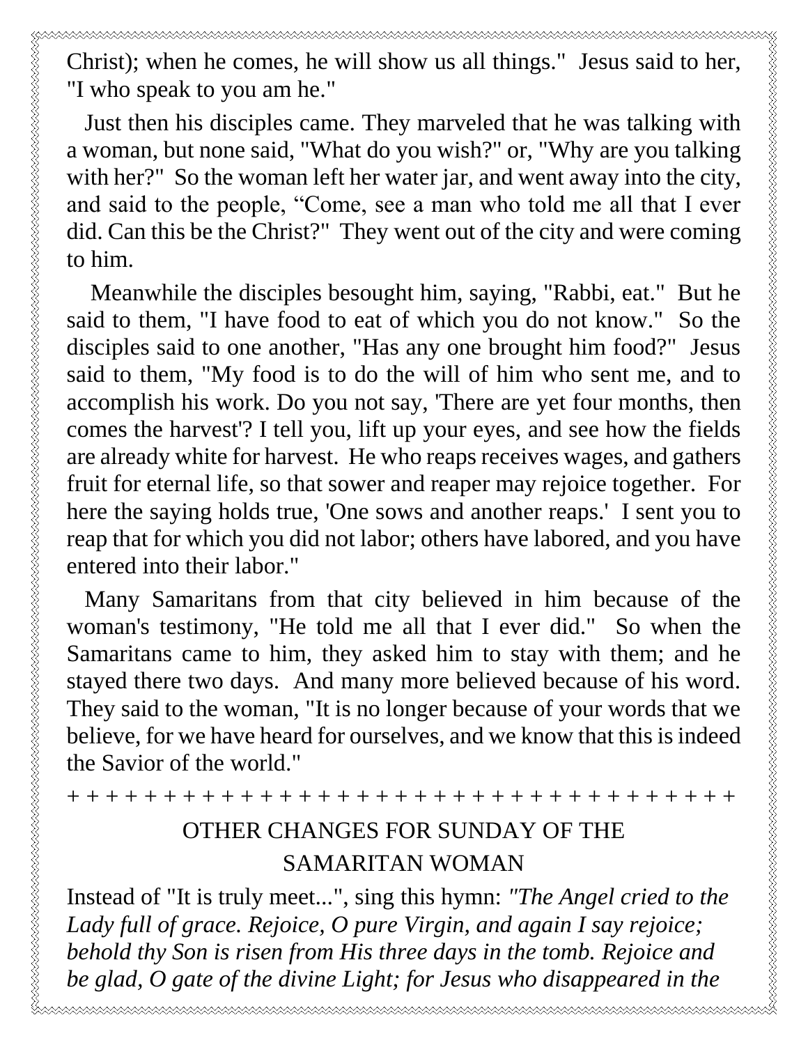Christ); when he comes, he will show us all things." Jesus said to her, "I who speak to you am he."

Just then his disciples came. They marveled that he was talking with a woman, but none said, "What do you wish?" or, "Why are you talking with her?" So the woman left her water jar, and went away into the city, and said to the people, "Come, see a man who told me all that I ever did. Can this be the Christ?" They went out of the city and were coming to him.

Meanwhile the disciples besought him, saying, "Rabbi, eat." But he said to them, "I have food to eat of which you do not know." So the disciples said to one another, "Has any one brought him food?" Jesus said to them, "My food is to do the will of him who sent me, and to accomplish his work. Do you not say, 'There are yet four months, then comes the harvest'? I tell you, lift up your eyes, and see how the fields are already white for harvest. He who reaps receives wages, and gathers fruit for eternal life, so that sower and reaper may rejoice together. For here the saying holds true, 'One sows and another reaps.' I sent you to reap that for which you did not labor; others have labored, and you have entered into their labor."

Many Samaritans from that city believed in him because of the woman's testimony, "He told me all that I ever did." So when the Samaritans came to him, they asked him to stay with them; and he stayed there two days. And many more believed because of his word. They said to the woman, "It is no longer because of your words that we believe, for we have heard for ourselves, and we know that this is indeed the Savior of the world."

+ + + + + + + + + + + + + + + + + + + + + + + + + + + + + + + + + + + + + + +

## OTHER CHANGES FOR SUNDAY OF THE SAMARITAN WOMAN

Instead of "It is truly meet...", sing this hymn: *"The Angel cried to the Lady full of grace. Rejoice, O pure Virgin, and again I say rejoice; behold thy Son is risen from His three days in the tomb. Rejoice and be glad, O gate of the divine Light; for Jesus who disappeared in the*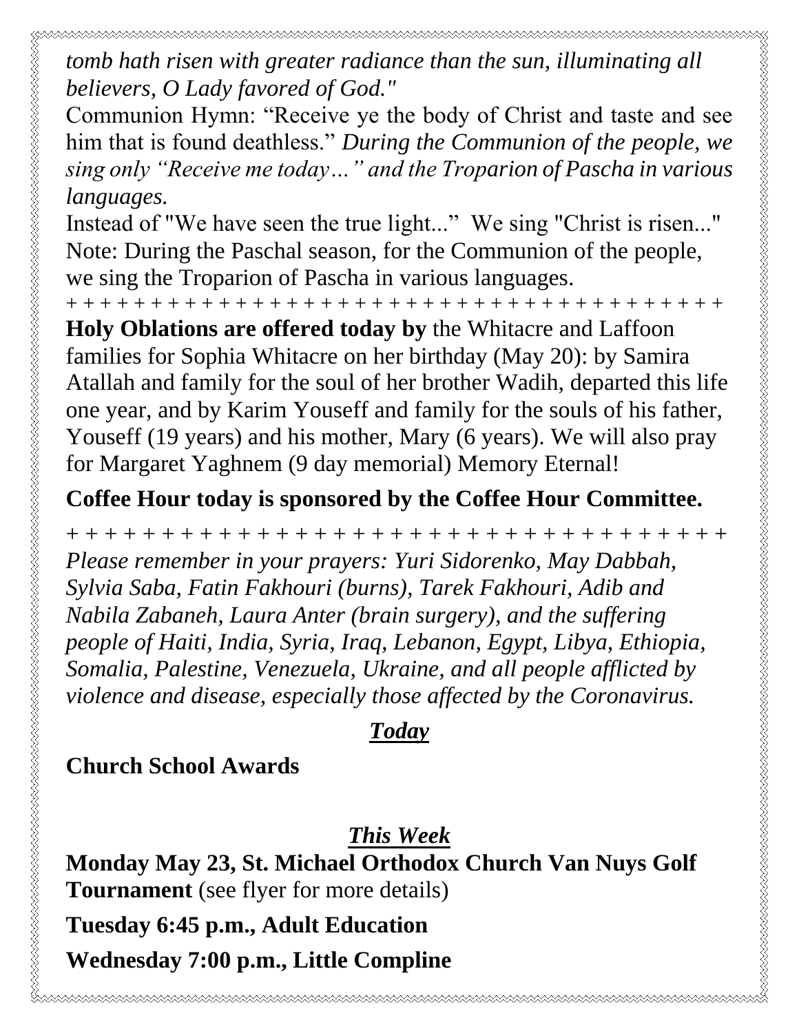*tomb hath risen with greater radiance than the sun, illuminating all believers, O Lady favored of God."*

Communion Hymn: "Receive ye the body of Christ and taste and see him that is found deathless." *During the Communion of the people, we sing only "Receive me today…" and the Troparion of Pascha in various languages.*

Instead of "We have seen the true light..." We sing "Christ is risen..."
Note: During the Paschal season, for the Communion of the people, we sing the Troparion of Pascha in various languages.

+ + + + + + + + + + + + + + + + + + + + + + + + + + + + + + + + + + + + + + +

**Holy Oblations are offered today by** the Whitacre and Laffoon families for Sophia Whitacre on her birthday (May 20): by Samira Atallah and family for the soul of her brother Wadih, departed this life one year, and by Karim Youseff and family for the souls of his father, Youseff (19 years) and his mother, Mary (6 years). We will also pray for Margaret Yaghnem (9 day memorial) Memory Eternal!

**Coffee Hour today is sponsored by the Coffee Hour Committee.**

+ + + + + + + + + + + + + + + + + + + + + + + + + + + + + + + + + + + + + + +

*Please remember in your prayers: Yuri Sidorenko, May Dabbah, Sylvia Saba, Fatin Fakhouri (burns), Tarek Fakhouri, Adib and Nabila Zabaneh, Laura Anter (brain surgery), and the suffering people of Haiti, India, Syria, Iraq, Lebanon, Egypt, Libya, Ethiopia, Somalia, Palestine, Venezuela, Ukraine, and all people afflicted by violence and disease, especially those affected by the Coronavirus.*

***Today***

**Church School Awards**

***This Week***

**Monday May 23, St. Michael Orthodox Church Van Nuys Golf Tournament** (see flyer for more details)

**Tuesday 6:45 p.m., Adult Education**

**Wednesday 7:00 p.m., Little Compline**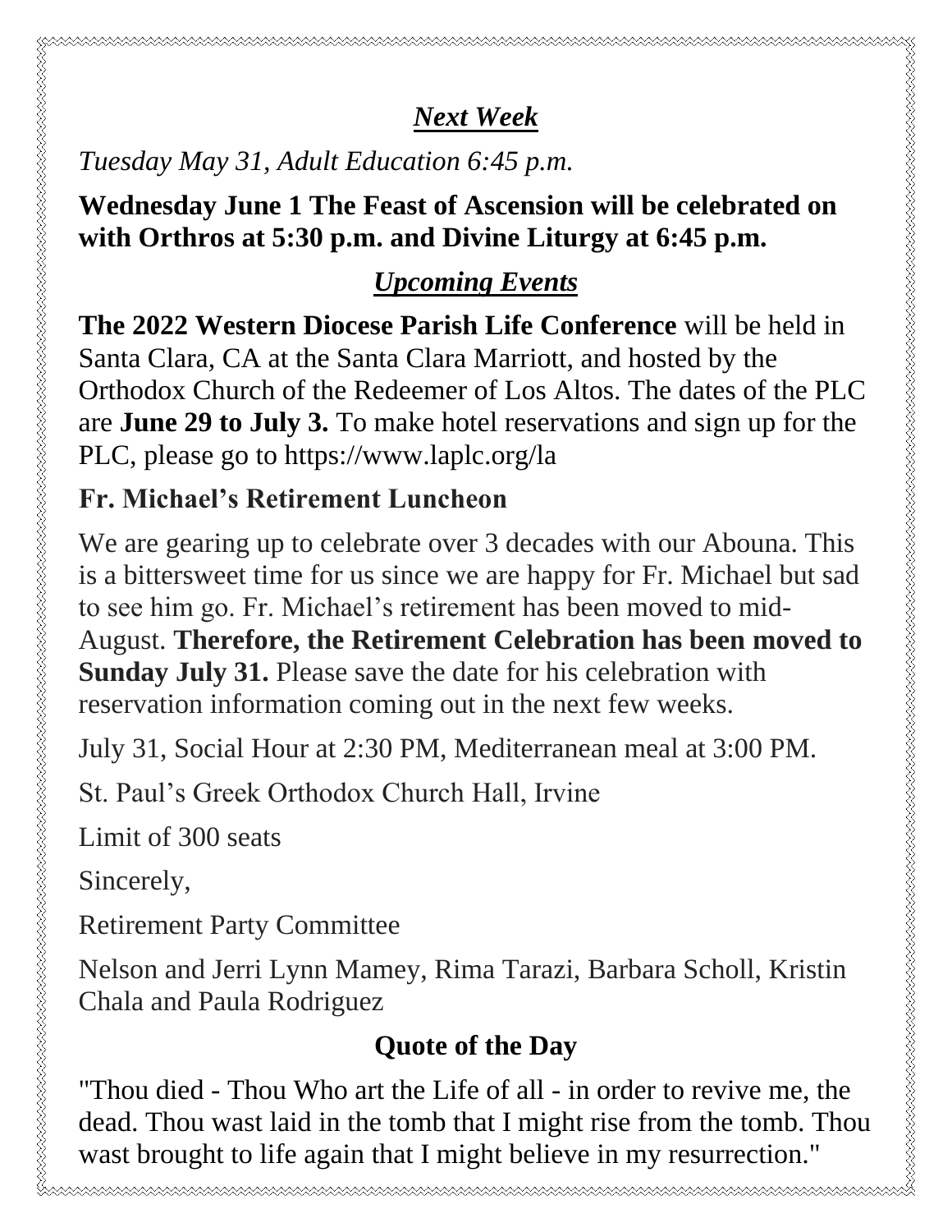## ***Next Week***

*Tuesday May 31, Adult Education 6:45 p.m.*

**Wednesday June 1 The Feast of Ascension will be celebrated on with Orthros at 5:30 p.m. and Divine Liturgy at 6:45 p.m.**

## ***Upcoming Events***

**The 2022 Western Diocese Parish Life Conference** will be held in Santa Clara, CA at the Santa Clara Marriott, and hosted by the Orthodox Church of the Redeemer of Los Altos. The dates of the PLC are **June 29 to July 3.** To make hotel reservations and sign up for the PLC, please go to https://www.laplc.org/la

### Fr. Michael's Retirement Luncheon

We are gearing up to celebrate over 3 decades with our Abouna. This is a bittersweet time for us since we are happy for Fr. Michael but sad to see him go. Fr. Michael's retirement has been moved to mid-August. **Therefore, the Retirement Celebration has been moved to Sunday July 31.** Please save the date for his celebration with reservation information coming out in the next few weeks.

July 31, Social Hour at 2:30 PM, Mediterranean meal at 3:00 PM.

St. Paul's Greek Orthodox Church Hall, Irvine

Limit of 300 seats

Sincerely,

Retirement Party Committee

Nelson and Jerri Lynn Mamey, Rima Tarazi, Barbara Scholl, Kristin Chala and Paula Rodriguez

## Quote of the Day

"Thou died - Thou Who art the Life of all - in order to revive me, the dead. Thou wast laid in the tomb that I might rise from the tomb. Thou wast brought to life again that I might believe in my resurrection."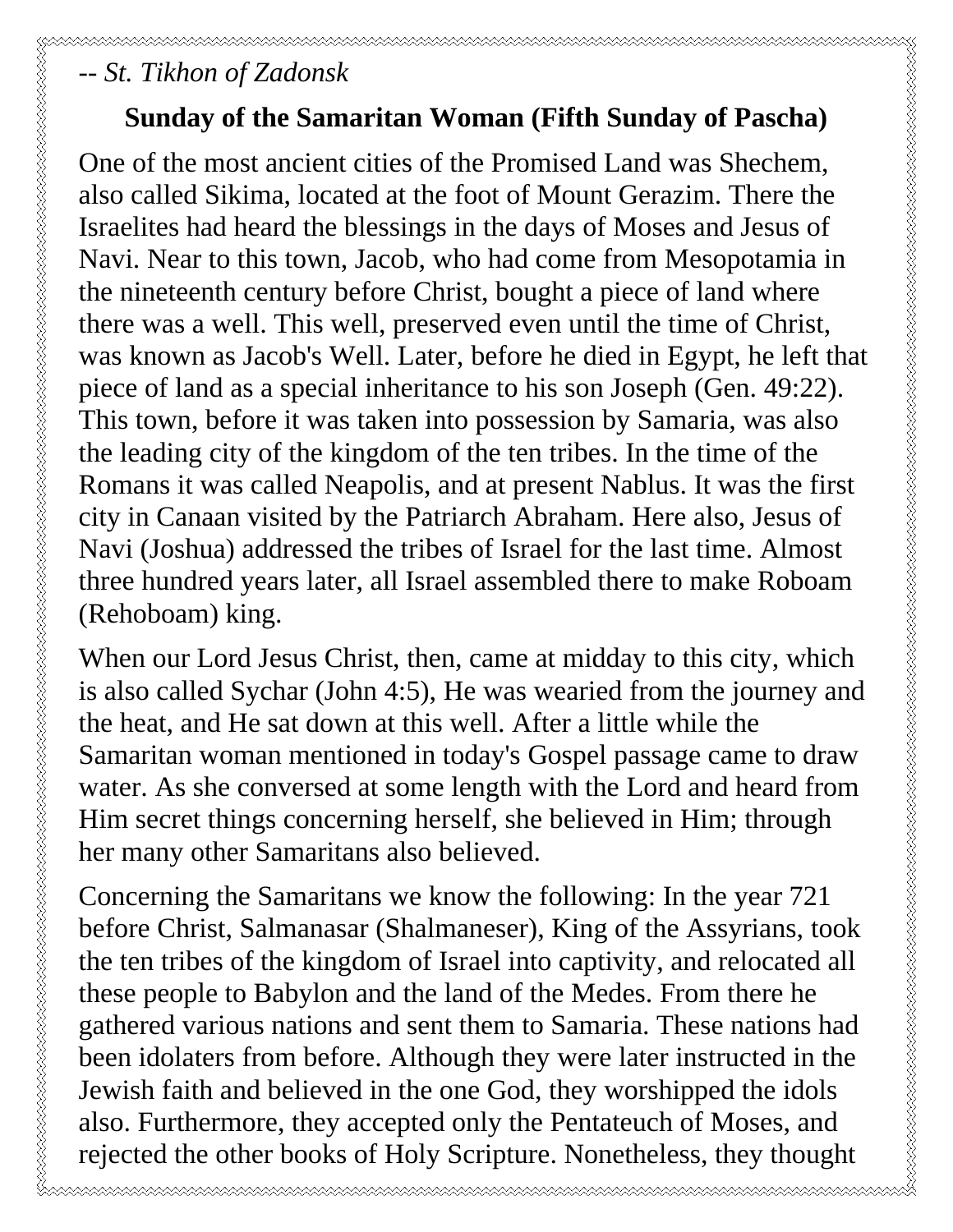*-- St. Tikhon of Zadonsk*

## Sunday of the Samaritan Woman (Fifth Sunday of Pascha)

One of the most ancient cities of the Promised Land was Shechem, also called Sikima, located at the foot of Mount Gerazim. There the Israelites had heard the blessings in the days of Moses and Jesus of Navi. Near to this town, Jacob, who had come from Mesopotamia in the nineteenth century before Christ, bought a piece of land where there was a well. This well, preserved even until the time of Christ, was known as Jacob's Well. Later, before he died in Egypt, he left that piece of land as a special inheritance to his son Joseph (Gen. 49:22). This town, before it was taken into possession by Samaria, was also the leading city of the kingdom of the ten tribes. In the time of the Romans it was called Neapolis, and at present Nablus. It was the first city in Canaan visited by the Patriarch Abraham. Here also, Jesus of Navi (Joshua) addressed the tribes of Israel for the last time. Almost three hundred years later, all Israel assembled there to make Roboam (Rehoboam) king.

When our Lord Jesus Christ, then, came at midday to this city, which is also called Sychar (John 4:5), He was wearied from the journey and the heat, and He sat down at this well. After a little while the Samaritan woman mentioned in today's Gospel passage came to draw water. As she conversed at some length with the Lord and heard from Him secret things concerning herself, she believed in Him; through her many other Samaritans also believed.

Concerning the Samaritans we know the following: In the year 721 before Christ, Salmanasar (Shalmaneser), King of the Assyrians, took the ten tribes of the kingdom of Israel into captivity, and relocated all these people to Babylon and the land of the Medes. From there he gathered various nations and sent them to Samaria. These nations had been idolaters from before. Although they were later instructed in the Jewish faith and believed in the one God, they worshipped the idols also. Furthermore, they accepted only the Pentateuch of Moses, and rejected the other books of Holy Scripture. Nonetheless, they thought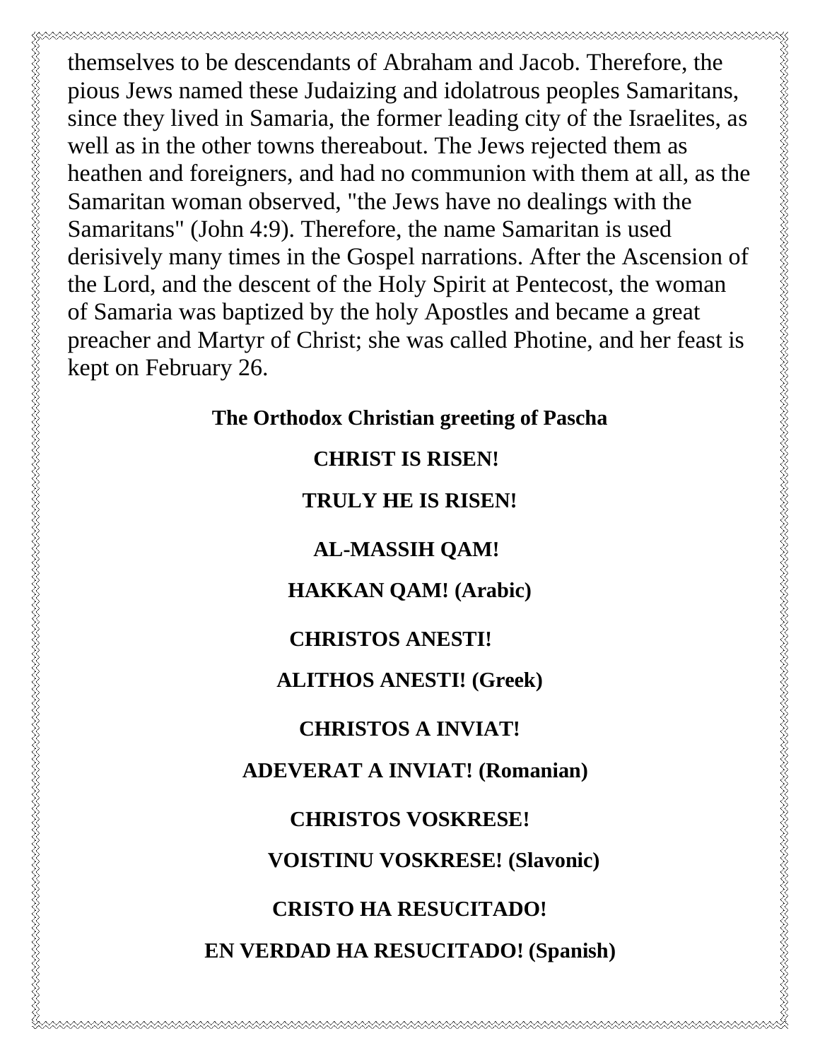themselves to be descendants of Abraham and Jacob. Therefore, the pious Jews named these Judaizing and idolatrous peoples Samaritans, since they lived in Samaria, the former leading city of the Israelites, as well as in the other towns thereabout. The Jews rejected them as heathen and foreigners, and had no communion with them at all, as the Samaritan woman observed, "the Jews have no dealings with the Samaritans" (John 4:9). Therefore, the name Samaritan is used derisively many times in the Gospel narrations. After the Ascension of the Lord, and the descent of the Holy Spirit at Pentecost, the woman of Samaria was baptized by the holy Apostles and became a great preacher and Martyr of Christ; she was called Photine, and her feast is kept on February 26.

**The Orthodox Christian greeting of Pascha**

**CHRIST IS RISEN!**

**TRULY HE IS RISEN!**

**AL-MASSIH QAM!**

**HAKKAN QAM! (Arabic)**

**CHRISTOS ANESTI!**

**ALITHOS ANESTI! (Greek)**

**CHRISTOS A INVIAT!**

**ADEVERAT A INVIAT! (Romanian)**

**CHRISTOS VOSKRESE!**

**VOISTINU VOSKRESE! (Slavonic)**

**CRISTO HA RESUCITADO!**

**EN VERDAD HA RESUCITADO! (Spanish)**